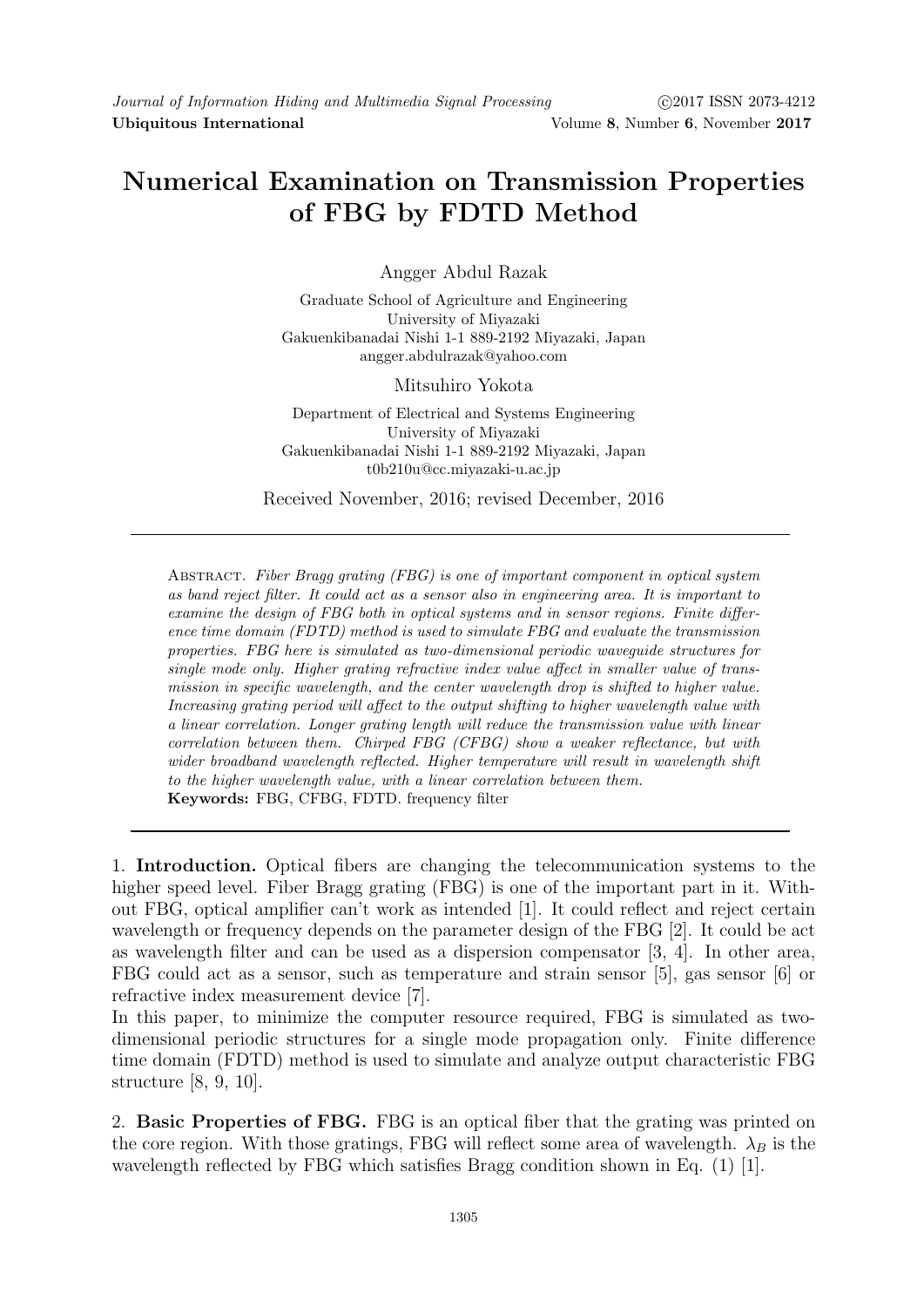# Numerical Examination on Transmission Properties of FBG by FDTD Method

Angger Abdul Razak

Graduate School of Agriculture and Engineering
University of Miyazaki
Gakuenkibanadai Nishi 1-1 889-2192 Miyazaki, Japan
angger.abdulrazak@yahoo.com

Mitsuhiro Yokota

Department of Electrical and Systems Engineering
University of Miyazaki
Gakuenkibanadai Nishi 1-1 889-2192 Miyazaki, Japan
t0b210u@cc.miyazaki-u.ac.jp

Received November, 2016; revised December, 2016

Abstract. *Fiber Bragg grating (FBG) is one of important component in optical system as band reject filter. It could act as a sensor also in engineering area. It is important to examine the design of FBG both in optical systems and in sensor regions. Finite difference time domain (FDTD) method is used to simulate FBG and evaluate the transmission properties. FBG here is simulated as two-dimensional periodic waveguide structures for single mode only. Higher grating refractive index value affect in smaller value of transmission in specific wavelength, and the center wavelength drop is shifted to higher value. Increasing grating period will affect to the output shifting to higher wavelength value with a linear correlation. Longer grating length will reduce the transmission value with linear correlation between them. Chirped FBG (CFBG) show a weaker reflectance, but with wider broadband wavelength reflected. Higher temperature will result in wavelength shift to the higher wavelength value, with a linear correlation between them.*

**Keywords:** FBG, CFBG, FDTD. frequency filter

## 1. Introduction.

Optical fibers are changing the telecommunication systems to the higher speed level. Fiber Bragg grating (FBG) is one of the important part in it. Without FBG, optical amplifier can't work as intended [1]. It could reflect and reject certain wavelength or frequency depends on the parameter design of the FBG [2]. It could be act as wavelength filter and can be used as a dispersion compensator [3, 4]. In other area, FBG could act as a sensor, such as temperature and strain sensor [5], gas sensor [6] or refractive index measurement device [7].

In this paper, to minimize the computer resource required, FBG is simulated as two-dimensional periodic structures for a single mode propagation only. Finite difference time domain (FDTD) method is used to simulate and analyze output characteristic FBG structure [8, 9, 10].

## 2. Basic Properties of FBG.

FBG is an optical fiber that the grating was printed on the core region. With those gratings, FBG will reflect some area of wavelength. $\lambda_B$ is the wavelength reflected by FBG which satisfies Bragg condition shown in Eq. (1) [1].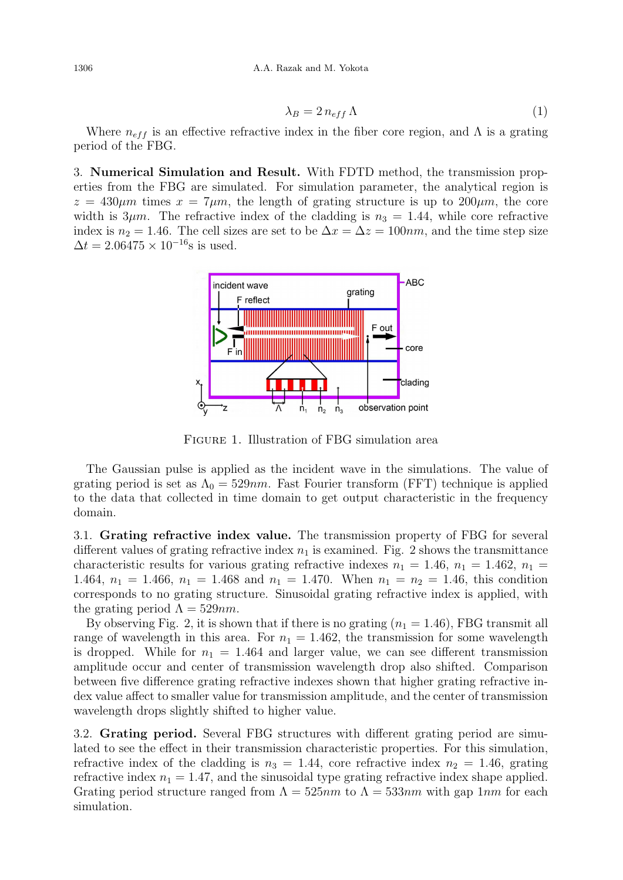$$\lambda_B = 2\, n_{eff}\, \Lambda \tag{1}$$

Where $n_{eff}$ is an effective refractive index in the fiber core region, and $\Lambda$ is a grating period of the FBG.

3. **Numerical Simulation and Result.** With FDTD method, the transmission properties from the FBG are simulated. For simulation parameter, the analytical region is $z = 430\mu m$ times $x = 7\mu m$, the length of grating structure is up to $200\mu m$, the core width is $3\mu m$. The refractive index of the cladding is $n_3 = 1.44$, while core refractive index is $n_2 = 1.46$. The cell sizes are set to be $\Delta x = \Delta z = 100nm$, and the time step size $\Delta t = 2.06475 \times 10^{-16}$s is used.

FIGURE 1. Illustration of FBG simulation area

The Gaussian pulse is applied as the incident wave in the simulations. The value of grating period is set as $\Lambda_0 = 529nm$. Fast Fourier transform (FFT) technique is applied to the data that collected in time domain to get output characteristic in the frequency domain.

3.1. **Grating refractive index value.** The transmission property of FBG for several different values of grating refractive index $n_1$ is examined. Fig. 2 shows the transmittance characteristic results for various grating refractive indexes $n_1 = 1.46$, $n_1 = 1.462$, $n_1 = 1.464$, $n_1 = 1.466$, $n_1 = 1.468$ and $n_1 = 1.470$. When $n_1 = n_2 = 1.46$, this condition corresponds to no grating structure. Sinusoidal grating refractive index is applied, with the grating period $\Lambda = 529nm$.

By observing Fig. 2, it is shown that if there is no grating ($n_1 = 1.46$), FBG transmit all range of wavelength in this area. For $n_1 = 1.462$, the transmission for some wavelength is dropped. While for $n_1 = 1.464$ and larger value, we can see different transmission amplitude occur and center of transmission wavelength drop also shifted. Comparison between five difference grating refractive indexes shown that higher grating refractive index value affect to smaller value for transmission amplitude, and the center of transmission wavelength drops slightly shifted to higher value.

3.2. **Grating period.** Several FBG structures with different grating period are simulated to see the effect in their transmission characteristic properties. For this simulation, refractive index of the cladding is $n_3 = 1.44$, core refractive index $n_2 = 1.46$, grating refractive index $n_1 = 1.47$, and the sinusoidal type grating refractive index shape applied. Grating period structure ranged from $\Lambda = 525nm$ to $\Lambda = 533nm$ with gap $1nm$ for each simulation.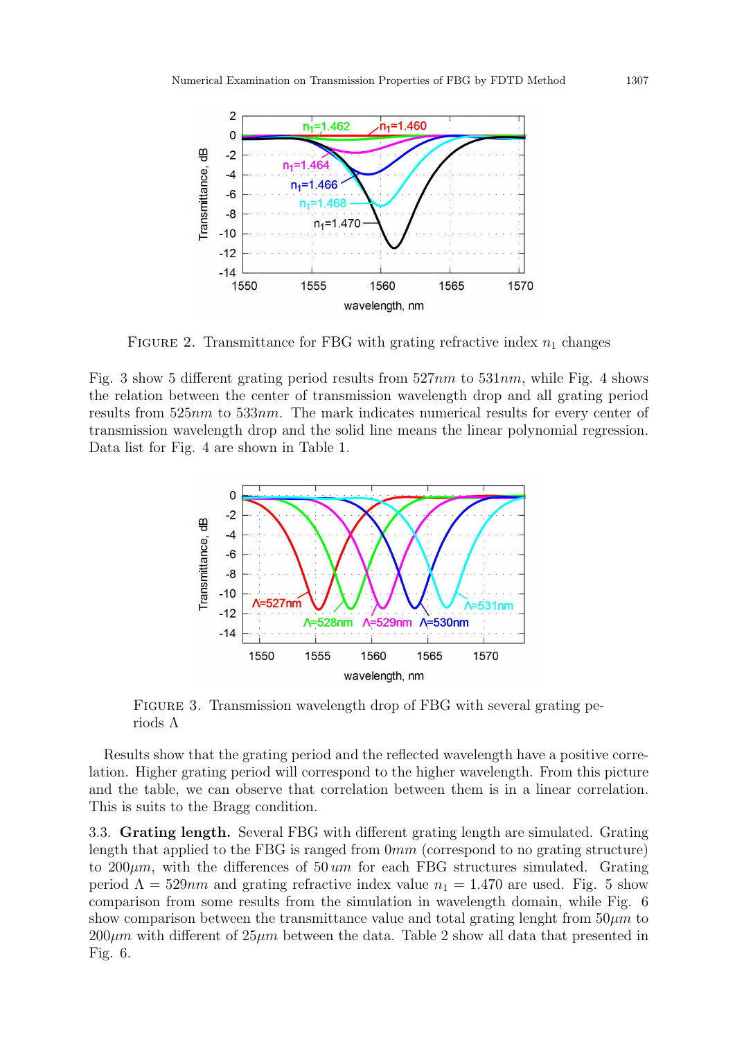FIGURE 2. Transmittance for FBG with grating refractive index $n_1$ changes

Fig. 3 show 5 different grating period results from 527$nm$ to 531$nm$, while Fig. 4 shows the relation between the center of transmission wavelength drop and all grating period results from 525$nm$ to 533$nm$. The mark indicates numerical results for every center of transmission wavelength drop and the solid line means the linear polynomial regression. Data list for Fig. 4 are shown in Table 1.

FIGURE 3. Transmission wavelength drop of FBG with several grating periods $\Lambda$

Results show that the grating period and the reflected wavelength have a positive correlation. Higher grating period will correspond to the higher wavelength. From this picture and the table, we can observe that correlation between them is in a linear correlation. This is suits to the Bragg condition.

3.3. **Grating length.** Several FBG with different grating length are simulated. Grating length that applied to the FBG is ranged from 0$mm$ (correspond to no grating structure) to 200$\mu m$, with the differences of 50 $um$ for each FBG structures simulated. Grating period $\Lambda = 529nm$ and grating refractive index value $n_1 = 1.470$ are used. Fig. 5 show comparison from some results from the simulation in wavelength domain, while Fig. 6 show comparison between the transmittance value and total grating lenght from 50$\mu m$ to 200$\mu m$ with different of 25$\mu m$ between the data. Table 2 show all data that presented in Fig. 6.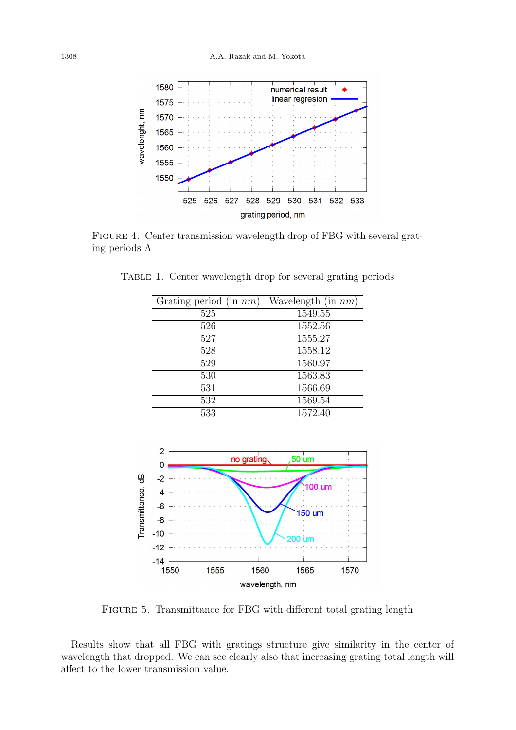FIGURE 4. Center transmission wavelength drop of FBG with several grating periods $\Lambda$

TABLE 1. Center wavelength drop for several grating periods

| Grating period (in *nm*) | Wavelength (in *nm*) |
|---|---|
| 525 | 1549.55 |
| 526 | 1552.56 |
| 527 | 1555.27 |
| 528 | 1558.12 |
| 529 | 1560.97 |
| 530 | 1563.83 |
| 531 | 1566.69 |
| 532 | 1569.54 |
| 533 | 1572.40 |

FIGURE 5. Transmittance for FBG with different total grating length

Results show that all FBG with gratings structure give similarity in the center of wavelength that dropped. We can see clearly also that increasing grating total length will affect to the lower transmission value.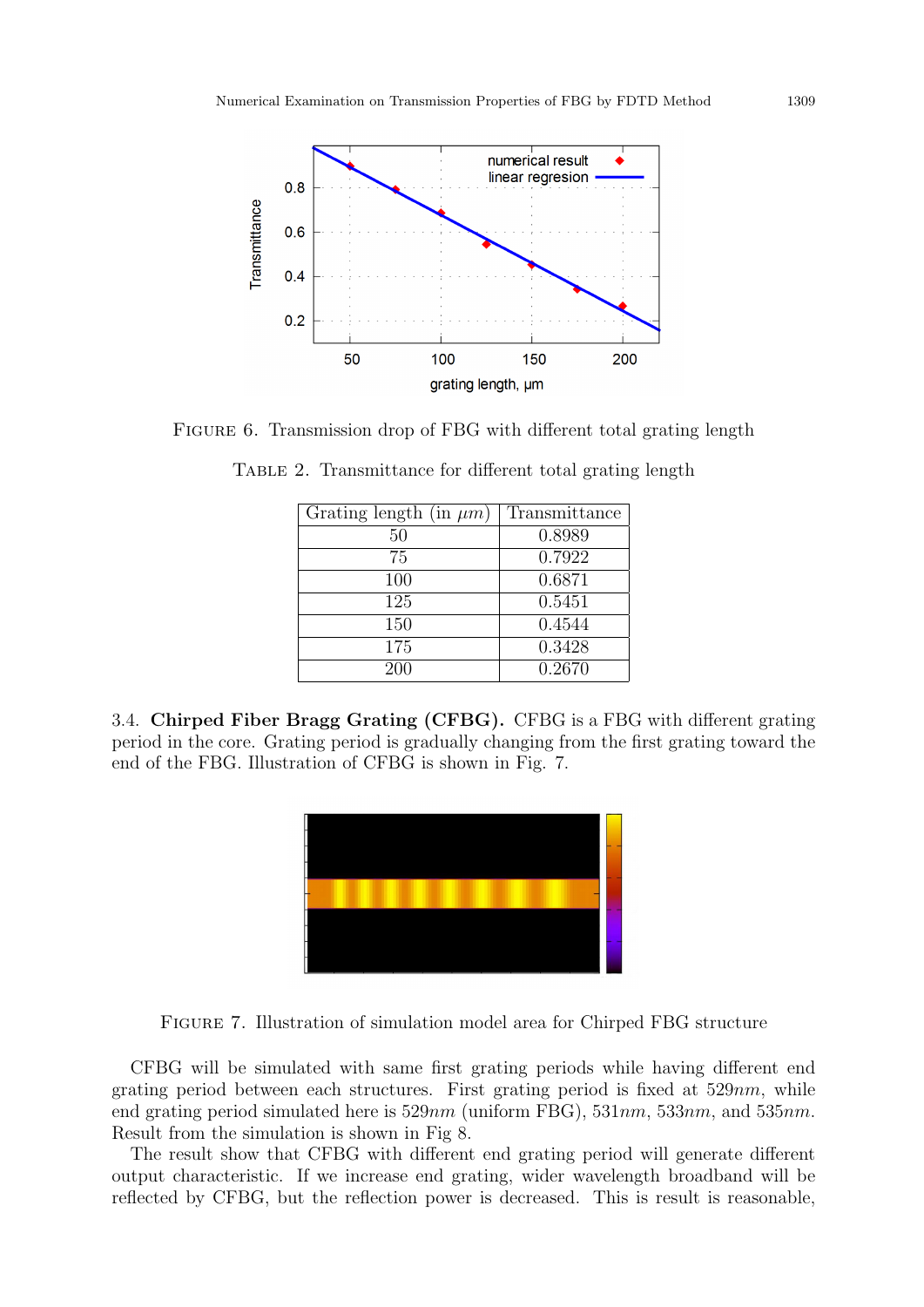FIGURE 6. Transmission drop of FBG with different total grating length

TABLE 2. Transmittance for different total grating length

| Grating length (in $\mu m$) | Transmittance |
|---|---|
| 50 | 0.8989 |
| 75 | 0.7922 |
| 100 | 0.6871 |
| 125 | 0.5451 |
| 150 | 0.4544 |
| 175 | 0.3428 |
| 200 | 0.2670 |

3.4. **Chirped Fiber Bragg Grating (CFBG).** CFBG is a FBG with different grating period in the core. Grating period is gradually changing from the first grating toward the end of the FBG. Illustration of CFBG is shown in Fig. 7.

FIGURE 7. Illustration of simulation model area for Chirped FBG structure

CFBG will be simulated with same first grating periods while having different end grating period between each structures. First grating period is fixed at 529$nm$, while end grating period simulated here is 529$nm$ (uniform FBG), 531$nm$, 533$nm$, and 535$nm$. Result from the simulation is shown in Fig 8.

The result show that CFBG with different end grating period will generate different output characteristic. If we increase end grating, wider wavelength broadband will be reflected by CFBG, but the reflection power is decreased. This is result is reasonable,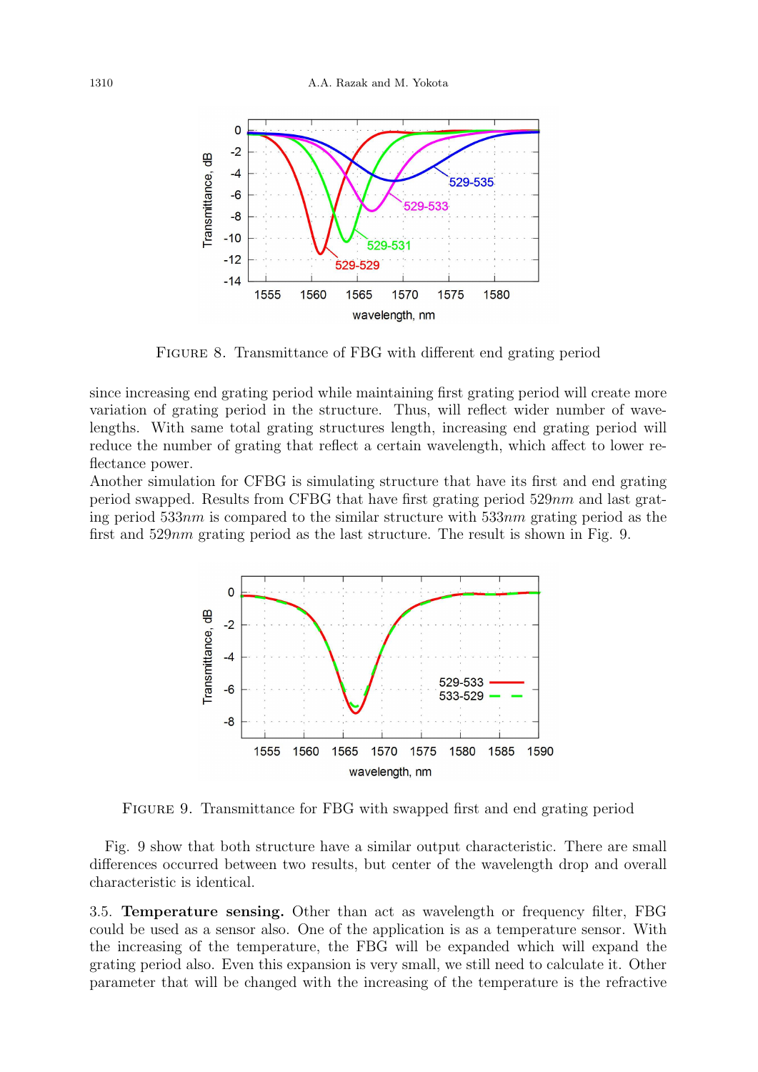FIGURE 8. Transmittance of FBG with different end grating period

since increasing end grating period while maintaining first grating period will create more variation of grating period in the structure. Thus, will reflect wider number of wavelengths. With same total grating structures length, increasing end grating period will reduce the number of grating that reflect a certain wavelength, which affect to lower reflectance power.

Another simulation for CFBG is simulating structure that have its first and end grating period swapped. Results from CFBG that have first grating period 529*nm* and last grating period 533*nm* is compared to the similar structure with 533*nm* grating period as the first and 529*nm* grating period as the last structure. The result is shown in Fig. 9.

FIGURE 9. Transmittance for FBG with swapped first and end grating period

Fig. 9 show that both structure have a similar output characteristic. There are small differences occurred between two results, but center of the wavelength drop and overall characteristic is identical.

3.5. **Temperature sensing.** Other than act as wavelength or frequency filter, FBG could be used as a sensor also. One of the application is as a temperature sensor. With the increasing of the temperature, the FBG will be expanded which will expand the grating period also. Even this expansion is very small, we still need to calculate it. Other parameter that will be changed with the increasing of the temperature is the refractive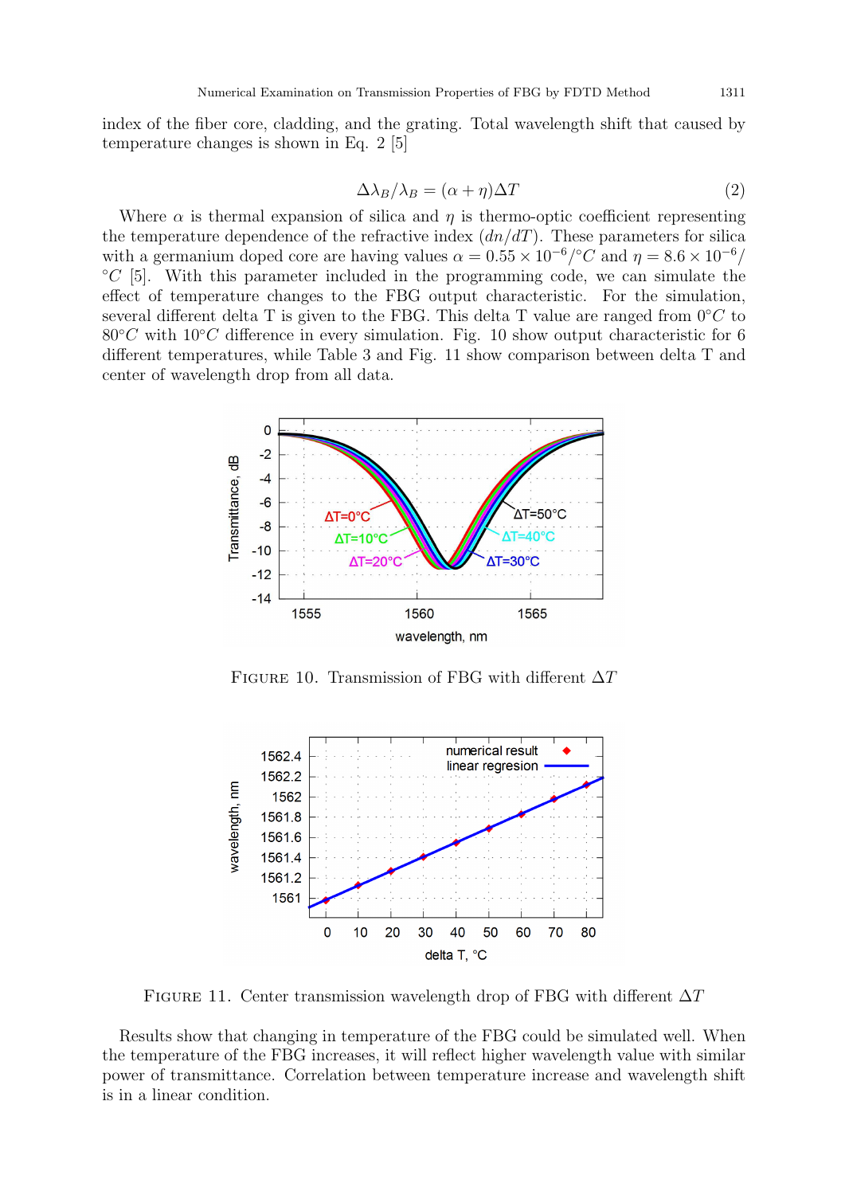index of the fiber core, cladding, and the grating. Total wavelength shift that caused by temperature changes is shown in Eq. 2 [5]

$$\Delta\lambda_B/\lambda_B = (\alpha + \eta)\Delta T \tag{2}$$

Where $\alpha$ is thermal expansion of silica and $\eta$ is thermo-optic coefficient representing the temperature dependence of the refractive index $(dn/dT)$. These parameters for silica with a germanium doped core are having values $\alpha = 0.55 \times 10^{-6}/°C$ and $\eta = 8.6 \times 10^{-6}/°C$ [5]. With this parameter included in the programming code, we can simulate the effect of temperature changes to the FBG output characteristic. For the simulation, several different delta T is given to the FBG. This delta T value are ranged from $0°C$ to $80°C$ with $10°C$ difference in every simulation. Fig. 10 show output characteristic for 6 different temperatures, while Table 3 and Fig. 11 show comparison between delta T and center of wavelength drop from all data.

Figure 10. Transmission of FBG with different $\Delta T$

Figure 11. Center transmission wavelength drop of FBG with different $\Delta T$

Results show that changing in temperature of the FBG could be simulated well. When the temperature of the FBG increases, it will reflect higher wavelength value with similar power of transmittance. Correlation between temperature increase and wavelength shift is in a linear condition.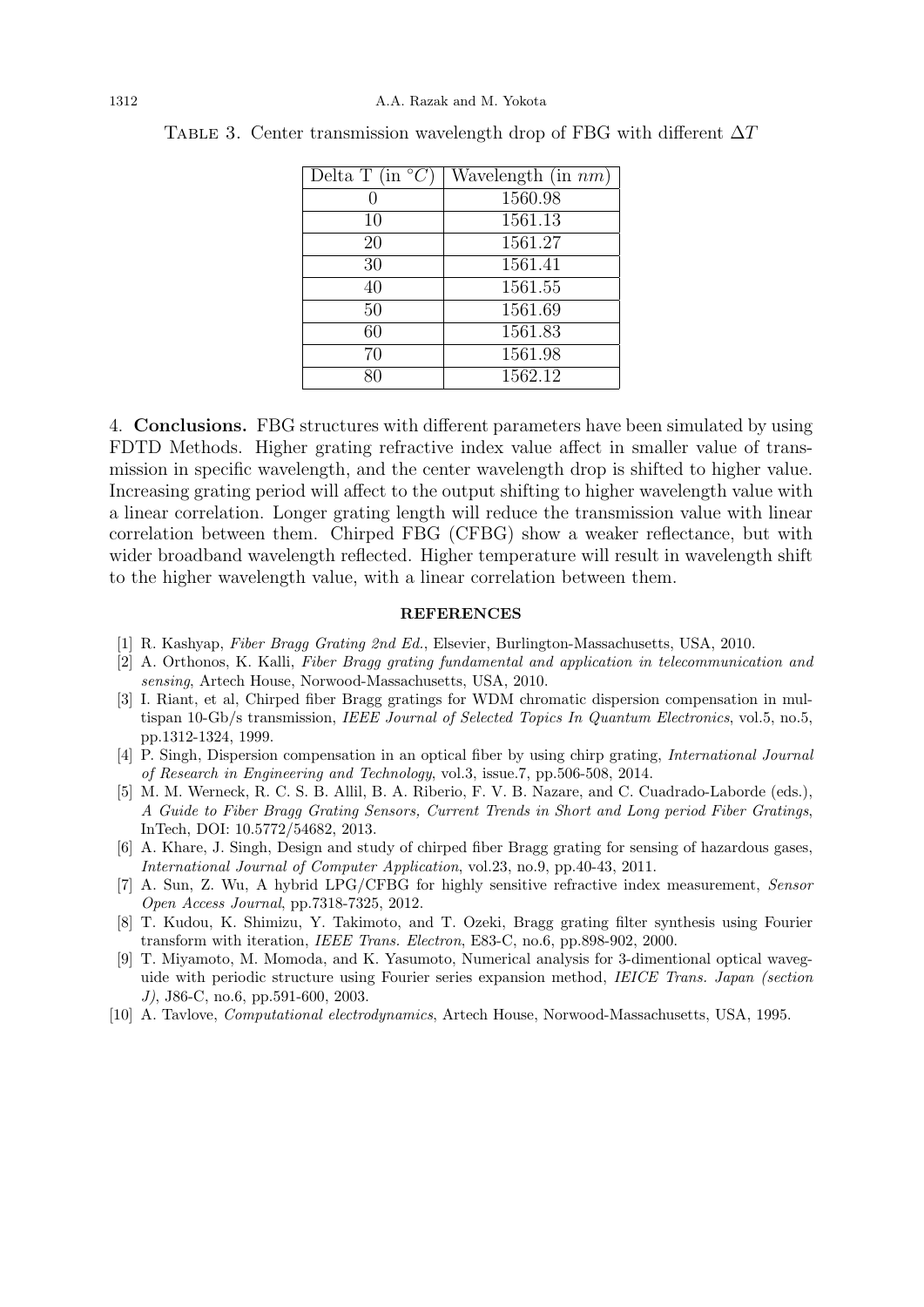Table 3. Center transmission wavelength drop of FBG with different $\Delta T$

| Delta T (in $^{\circ}C$) | Wavelength (in $nm$) |
|---|---|
| 0 | 1560.98 |
| 10 | 1561.13 |
| 20 | 1561.27 |
| 30 | 1561.41 |
| 40 | 1561.55 |
| 50 | 1561.69 |
| 60 | 1561.83 |
| 70 | 1561.98 |
| 80 | 1562.12 |

## 4. **Conclusions.**

FBG structures with different parameters have been simulated by using FDTD Methods. Higher grating refractive index value affect in smaller value of transmission in specific wavelength, and the center wavelength drop is shifted to higher value. Increasing grating period will affect to the output shifting to higher wavelength value with a linear correlation. Longer grating length will reduce the transmission value with linear correlation between them. Chirped FBG (CFBG) show a weaker reflectance, but with wider broadband wavelength reflected. Higher temperature will result in wavelength shift to the higher wavelength value, with a linear correlation between them.

## REFERENCES

[1] R. Kashyap, *Fiber Bragg Grating 2nd Ed.*, Elsevier, Burlington-Massachusetts, USA, 2010.

[2] A. Orthonos, K. Kalli, *Fiber Bragg grating fundamental and application in telecommunication and sensing*, Artech House, Norwood-Massachusetts, USA, 2010.

[3] I. Riant, et al, Chirped fiber Bragg gratings for WDM chromatic dispersion compensation in multispan 10-Gb/s transmission, *IEEE Journal of Selected Topics In Quantum Electronics*, vol.5, no.5, pp.1312-1324, 1999.

[4] P. Singh, Dispersion compensation in an optical fiber by using chirp grating, *International Journal of Research in Engineering and Technology*, vol.3, issue.7, pp.506-508, 2014.

[5] M. M. Werneck, R. C. S. B. Allil, B. A. Riberio, F. V. B. Nazare, and C. Cuadrado-Laborde (eds.), *A Guide to Fiber Bragg Grating Sensors, Current Trends in Short and Long period Fiber Gratings*, InTech, DOI: 10.5772/54682, 2013.

[6] A. Khare, J. Singh, Design and study of chirped fiber Bragg grating for sensing of hazardous gases, *International Journal of Computer Application*, vol.23, no.9, pp.40-43, 2011.

[7] A. Sun, Z. Wu, A hybrid LPG/CFBG for highly sensitive refractive index measurement, *Sensor Open Access Journal*, pp.7318-7325, 2012.

[8] T. Kudou, K. Shimizu, Y. Takimoto, and T. Ozeki, Bragg grating filter synthesis using Fourier transform with iteration, *IEEE Trans. Electron*, E83-C, no.6, pp.898-902, 2000.

[9] T. Miyamoto, M. Momoda, and K. Yasumoto, Numerical analysis for 3-dimentional optical waveguide with periodic structure using Fourier series expansion method, *IEICE Trans. Japan (section J)*, J86-C, no.6, pp.591-600, 2003.

[10] A. Tavlove, *Computational electrodynamics*, Artech House, Norwood-Massachusetts, USA, 1995.